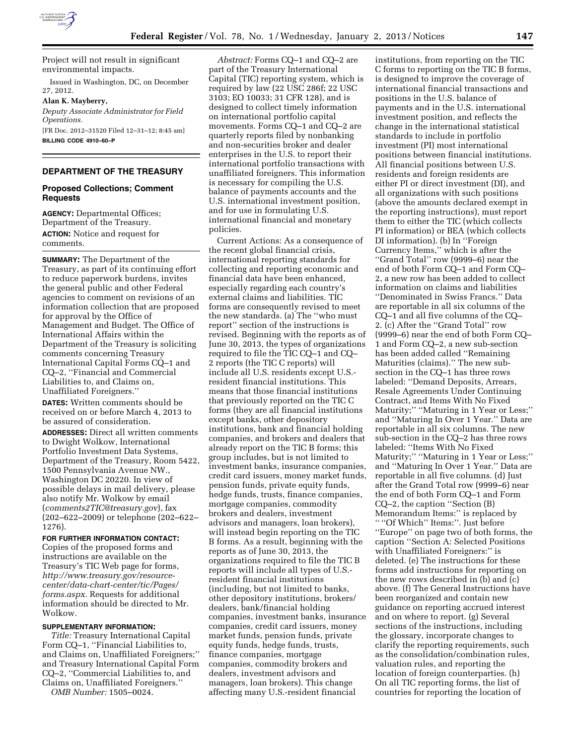Project will not result in significant environmental impacts.

Issued in Washington, DC, on December 27, 2012.

**Alan K. Mayberry,**

*Deputy Associate Administrator for Field Operations.*

[FR Doc. 2012–31520 Filed 12–31–12; 8:45 am]

**BILLING CODE 4910–60–P**

## DEPARTMENT OF THE TREASURY

### Proposed Collections; Comment Requests

**AGENCY:** Departmental Offices; Department of the Treasury.

**ACTION:** Notice and request for comments.

**SUMMARY:** The Department of the Treasury, as part of its continuing effort to reduce paperwork burdens, invites the general public and other Federal agencies to comment on revisions of an information collection that are proposed for approval by the Office of Management and Budget. The Office of International Affairs within the Department of the Treasury is soliciting comments concerning Treasury International Capital Forms CQ–1 and CQ–2, ''Financial and Commercial Liabilities to, and Claims on, Unaffiliated Foreigners.''

**DATES:** Written comments should be received on or before March 4, 2013 to be assured of consideration.

**ADDRESSES:** Direct all written comments to Dwight Wolkow, International Portfolio Investment Data Systems, Department of the Treasury, Room 5422, 1500 Pennsylvania Avenue NW., Washington DC 20220. In view of possible delays in mail delivery, please also notify Mr. Wolkow by email (*comments2TIC@treasury.gov*), fax (202–622–2009) or telephone (202–622–1276).

**FOR FURTHER INFORMATION CONTACT:** Copies of the proposed forms and instructions are available on the Treasury's TIC Web page for forms, *http://www.treasury.gov/resource-center/data-chart-center/tic/Pages/forms.aspx.* Requests for additional information should be directed to Mr. Wolkow.

**SUPPLEMENTARY INFORMATION:**

*Title:* Treasury International Capital Form CQ–1, ''Financial Liabilities to, and Claims on, Unaffiliated Foreigners;'' and Treasury International Capital Form CQ–2, ''Commercial Liabilities to, and Claims on, Unaffiliated Foreigners.''

*OMB Number:* 1505–0024.

*Abstract:* Forms CQ–1 and CQ–2 are part of the Treasury International Capital (TIC) reporting system, which is required by law (22 USC 286f; 22 USC 3103; EO 10033; 31 CFR 128), and is designed to collect timely information on international portfolio capital movements. Forms CQ–1 and CQ–2 are quarterly reports filed by nonbanking and non-securities broker and dealer enterprises in the U.S. to report their international portfolio transactions with unaffiliated foreigners. This information is necessary for compiling the U.S. balance of payments accounts and the U.S. international investment position, and for use in formulating U.S. international financial and monetary policies.

Current Actions: As a consequence of the recent global financial crisis, international reporting standards for collecting and reporting economic and financial data have been enhanced, especially regarding each country's external claims and liabilities. TIC forms are consequently revised to meet the new standards. (a) The ''who must report'' section of the instructions is revised. Beginning with the reports as of June 30, 2013, the types of organizations required to file the TIC CQ–1 and CQ–2 reports (the TIC C reports) will include all U.S. residents except U.S.-resident financial institutions. This means that those financial institutions that previously reported on the TIC C forms (they are all financial institutions except banks, other depository institutions, bank and financial holding companies, and brokers and dealers that already report on the TIC B forms; this group includes, but is not limited to investment banks, insurance companies, credit card issuers, money market funds, pension funds, private equity funds, hedge funds, trusts, finance companies, mortgage companies, commodity brokers and dealers, investment advisors and managers, loan brokers), will instead begin reporting on the TIC B forms. As a result, beginning with the reports as of June 30, 2013, the organizations required to file the TIC B reports will include all types of U.S.-resident financial institutions (including, but not limited to banks, other depository institutions, brokers/dealers, bank/financial holding companies, investment banks, insurance companies, credit card issuers, money market funds, pension funds, private equity funds, hedge funds, trusts, finance companies, mortgage companies, commodity brokers and dealers, investment advisors and managers, loan brokers). This change affecting many U.S.-resident financial institutions, from reporting on the TIC C forms to reporting on the TIC B forms, is designed to improve the coverage of international financial transactions and positions in the U.S. balance of payments and in the U.S. international investment position, and reflects the change in the international statistical standards to include in portfolio investment (PI) most international positions between financial institutions. All financial positions between U.S. residents and foreign residents are either PI or direct investment (DI), and all organizations with such positions (above the amounts declared exempt in the reporting instructions), must report them to either the TIC (which collects PI information) or BEA (which collects DI information). (b) In ''Foreign Currency Items,'' which is after the ''Grand Total'' row (9999–6) near the end of both Form CQ–1 and Form CQ–2, a new row has been added to collect information on claims and liabilities ''Denominated in Swiss Francs.'' Data are reportable in all six columns of the CQ–1 and all five columns of the CQ–2. (c) After the ''Grand Total'' row (9999–6) near the end of both Form CQ–1 and Form CQ–2, a new sub-section has been added called ''Remaining Maturities (claims).'' The new sub-section in the CQ–1 has three rows labeled: ''Demand Deposits, Arrears, Resale Agreements Under Continuing Contract, and Items With No Fixed Maturity;'' ''Maturing in 1 Year or Less;'' and ''Maturing In Over 1 Year.'' Data are reportable in all six columns. The new sub-section in the CQ–2 has three rows labeled: ''Items With No Fixed Maturity;'' ''Maturing in 1 Year or Less;'' and ''Maturing In Over 1 Year.'' Data are reportable in all five columns. (d) Just after the Grand Total row (9999–6) near the end of both Form CQ–1 and Form CQ–2, the caption ''Section (B) Memorandum Items:'' is replaced by '' ''Of Which'' Items:''. Just before ''Europe'' on page two of both forms, the caption ''Section A: Selected Positions with Unaffiliated Foreigners:'' is deleted. (e) The instructions for these forms add instructions for reporting on the new rows described in (b) and (c) above. (f) The General Instructions have been reorganized and contain new guidance on reporting accrued interest and on where to report. (g) Several sections of the instructions, including the glossary, incorporate changes to clarify the reporting requirements, such as the consolidation/combination rules, valuation rules, and reporting the location of foreign counterparties. (h) On all TIC reporting forms, the list of countries for reporting the location of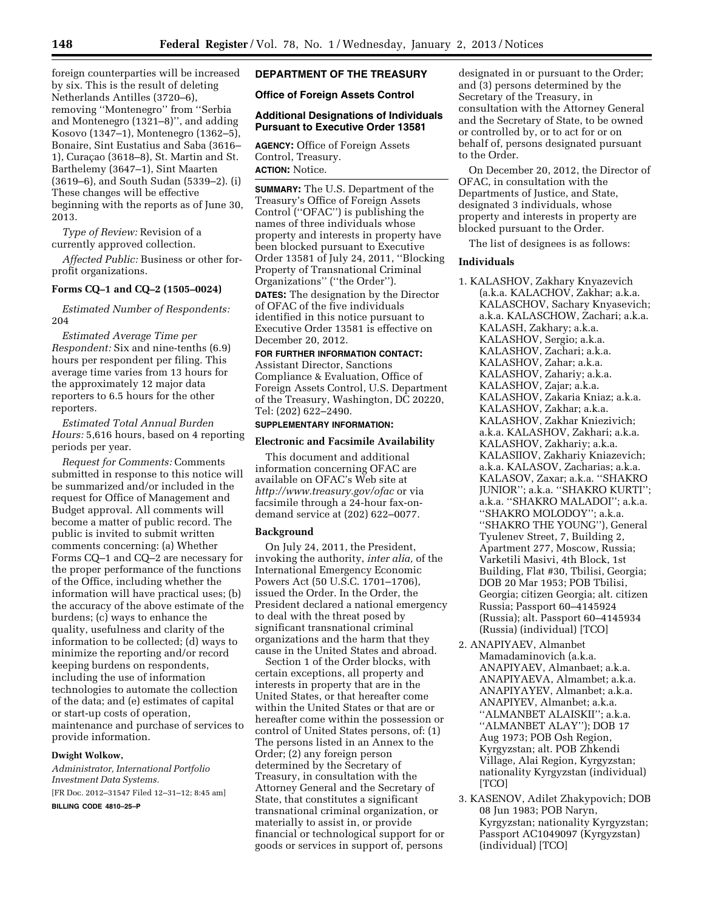foreign counterparties will be increased by six. This is the result of deleting Netherlands Antilles (3720–6), removing ''Montenegro'' from ''Serbia and Montenegro (1321–8)'', and adding Kosovo (1347–1), Montenegro (1362–5), Bonaire, Sint Eustatius and Saba (3616–1), Curaçao (3618–8), St. Martin and St. Barthelemy (3647–1), Sint Maarten (3619–6), and South Sudan (5339–2). (i) These changes will be effective beginning with the reports as of June 30, 2013.

*Type of Review:* Revision of a currently approved collection.

*Affected Public:* Business or other for-profit organizations.

**Forms CQ–1 and CQ–2 (1505–0024)**

*Estimated Number of Respondents:* 204

*Estimated Average Time per Respondent:* Six and nine-tenths (6.9) hours per respondent per filing. This average time varies from 13 hours for the approximately 12 major data reporters to 6.5 hours for the other reporters.

*Estimated Total Annual Burden Hours:* 5,616 hours, based on 4 reporting periods per year.

*Request for Comments:* Comments submitted in response to this notice will be summarized and/or included in the request for Office of Management and Budget approval. All comments will become a matter of public record. The public is invited to submit written comments concerning: (a) Whether Forms CQ–1 and CQ–2 are necessary for the proper performance of the functions of the Office, including whether the information will have practical uses; (b) the accuracy of the above estimate of the burdens; (c) ways to enhance the quality, usefulness and clarity of the information to be collected; (d) ways to minimize the reporting and/or record keeping burdens on respondents, including the use of information technologies to automate the collection of the data; and (e) estimates of capital or start-up costs of operation, maintenance and purchase of services to provide information.

**Dwight Wolkow,**

*Administrator, International Portfolio Investment Data Systems.*

[FR Doc. 2012–31547 Filed 12–31–12; 8:45 am]

**BILLING CODE 4810–25–P**

## DEPARTMENT OF THE TREASURY

### Office of Foreign Assets Control

### Additional Designations of Individuals Pursuant to Executive Order 13581

**AGENCY:** Office of Foreign Assets Control, Treasury.

**ACTION:** Notice.

**SUMMARY:** The U.S. Department of the Treasury's Office of Foreign Assets Control (''OFAC'') is publishing the names of three individuals whose property and interests in property have been blocked pursuant to Executive Order 13581 of July 24, 2011, ''Blocking Property of Transnational Criminal Organizations'' (''the Order'').

**DATES:** The designation by the Director of OFAC of the five individuals identified in this notice pursuant to Executive Order 13581 is effective on December 20, 2012.

**FOR FURTHER INFORMATION CONTACT:** Assistant Director, Sanctions Compliance & Evaluation, Office of Foreign Assets Control, U.S. Department of the Treasury, Washington, DC 20220, Tel: (202) 622–2490.

**SUPPLEMENTARY INFORMATION:**

#### Electronic and Facsimile Availability

This document and additional information concerning OFAC are available on OFAC's Web site at *http://www.treasury.gov/ofac* or via facsimile through a 24-hour fax-on-demand service at (202) 622–0077.

#### Background

On July 24, 2011, the President, invoking the authority, *inter alia,* of the International Emergency Economic Powers Act (50 U.S.C. 1701–1706), issued the Order. In the Order, the President declared a national emergency to deal with the threat posed by significant transnational criminal organizations and the harm that they cause in the United States and abroad.

Section 1 of the Order blocks, with certain exceptions, all property and interests in property that are in the United States, or that hereafter come within the United States or that are or hereafter come within the possession or control of United States persons, of: (1) The persons listed in an Annex to the Order; (2) any foreign person determined by the Secretary of Treasury, in consultation with the Attorney General and the Secretary of State, that constitutes a significant transnational criminal organization, or materially to assist in, or provide financial or technological support for or goods or services in support of, persons designated in or pursuant to the Order; and (3) persons determined by the Secretary of the Treasury, in consultation with the Attorney General and the Secretary of State, to be owned or controlled by, or to act for or on behalf of, persons designated pursuant to the Order.

On December 20, 2012, the Director of OFAC, in consultation with the Departments of Justice, and State, designated 3 individuals, whose property and interests in property are blocked pursuant to the Order.

The list of designees is as follows:

#### Individuals

1. KALASHOV, Zakhary Knyazevich (a.k.a. KALACHOV, Zakhar; a.k.a. KALASCHOV, Sachary Knyasevich; a.k.a. KALASCHOW, Zachari; a.k.a. KALASH, Zakhary; a.k.a. KALASHOV, Sergio; a.k.a. KALASHOV, Zachari; a.k.a. KALASHOV, Zahar; a.k.a. KALASHOV, Zahariy; a.k.a. KALASHOV, Zajar; a.k.a. KALASHOV, Zakaria Kniaz; a.k.a. KALASHOV, Zakhar; a.k.a. KALASHOV, Zakhar Kniezivich; a.k.a. KALASHOV, Zakhari; a.k.a. KALASHOV, Zakhariy; a.k.a. KALASIIOV, Zakhariy Kniazevich; a.k.a. KALASOV, Zacharias; a.k.a. KALASOV, Zaxar; a.k.a. ''SHAKRO JUNIOR''; a.k.a. ''SHAKRO KURTI''; a.k.a. ''SHAKRO MALADOI''; a.k.a. ''SHAKRO MOLODOY''; a.k.a. ''SHAKRO THE YOUNG''), General Tyulenev Street, 7, Building 2, Apartment 277, Moscow, Russia; Varketili Masivi, 4th Block, 1st Building, Flat #30, Tbilisi, Georgia; DOB 20 Mar 1953; POB Tbilisi, Georgia; citizen Georgia; alt. citizen Russia; Passport 60–4145924 (Russia); alt. Passport 60–4145934 (Russia) (individual) [TCO]
2. ANAPIYAEV, Almanbet Mamadaminovich (a.k.a. ANAPIYAEV, Almanbaet; a.k.a. ANAPIYAEVA, Almambet; a.k.a. ANAPIYAYEV, Almanbet; a.k.a. ANAPIYEV, Almanbet; a.k.a. ''ALMANBET ALAISKII''; a.k.a. ''ALMANBET ALAY''); DOB 17 Aug 1973; POB Osh Region, Kyrgyzstan; alt. POB Zhkendi Village, Alai Region, Kyrgyzstan; nationality Kyrgyzstan (individual) [TCO]
3. KASENOV, Adilet Zhakypovich; DOB 08 Jun 1983; POB Naryn, Kyrgyzstan; nationality Kyrgyzstan; Passport AC1049097 (Kyrgyzstan) (individual) [TCO]